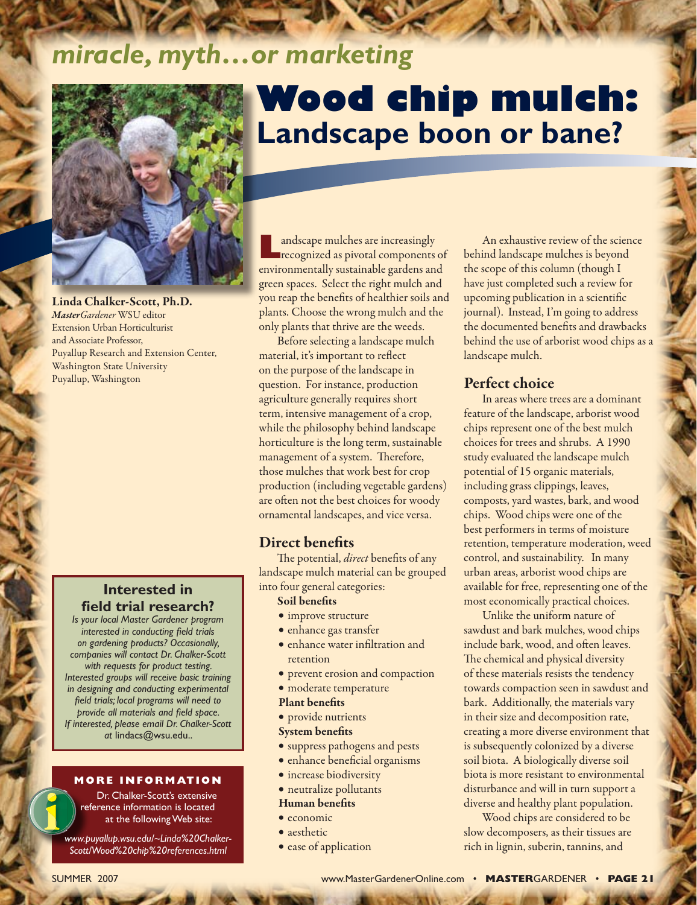*miracle, myth…or marketing*

# Wood chip mulch: Landscape boon or bane?

**Linda Chalker-Scott, Ph.D.**
*MasterGardener* WSU editor
Extension Urban Horticulturist
and Associate Professor,
Puyallup Research and Extension Center,
Washington State University
Puyallup, Washington

Landscape mulches are increasingly recognized as pivotal components of environmentally sustainable gardens and green spaces. Select the right mulch and you reap the benefits of healthier soils and plants. Choose the wrong mulch and the only plants that thrive are the weeds.

Before selecting a landscape mulch material, it's important to reflect on the purpose of the landscape in question. For instance, production agriculture generally requires short term, intensive management of a crop, while the philosophy behind landscape horticulture is the long term, sustainable management of a system. Therefore, those mulches that work best for crop production (including vegetable gardens) are often not the best choices for woody ornamental landscapes, and vice versa.

## Direct benefits

The potential, *direct* benefits of any landscape mulch material can be grouped into four general categories:

**Soil benefits**
- improve structure
- enhance gas transfer
- enhance water infiltration and retention
- prevent erosion and compaction
- moderate temperature

**Plant benefits**
- provide nutrients

**System benefits**
- suppress pathogens and pests
- enhance beneficial organisms
- increase biodiversity
- neutralize pollutants

**Human benefits**
- economic
- aesthetic
- ease of application

An exhaustive review of the science behind landscape mulches is beyond the scope of this column (though I have just completed such a review for upcoming publication in a scientific journal). Instead, I'm going to address the documented benefits and drawbacks behind the use of arborist wood chips as a landscape mulch.

## Perfect choice

In areas where trees are a dominant feature of the landscape, arborist wood chips represent one of the best mulch choices for trees and shrubs. A 1990 study evaluated the landscape mulch potential of 15 organic materials, including grass clippings, leaves, composts, yard wastes, bark, and wood chips. Wood chips were one of the best performers in terms of moisture retention, temperature moderation, weed control, and sustainability. In many urban areas, arborist wood chips are available for free, representing one of the most economically practical choices.

Unlike the uniform nature of sawdust and bark mulches, wood chips include bark, wood, and often leaves. The chemical and physical diversity of these materials resists the tendency towards compaction seen in sawdust and bark. Additionally, the materials vary in their size and decomposition rate, creating a more diverse environment that is subsequently colonized by a diverse soil biota. A biologically diverse soil biota is more resistant to environmental disturbance and will in turn support a diverse and healthy plant population.

Wood chips are considered to be slow decomposers, as their tissues are rich in lignin, suberin, tannins, and

---

### Interested in field trial research?

*Is your local Master Gardener program interested in conducting field trials on gardening products? Occasionally, companies will contact Dr. Chalker-Scott with requests for product testing. Interested groups will receive basic training in designing and conducting experimental field trials; local programs will need to provide all materials and field space. If interested, please email Dr. Chalker-Scott at* lindacs@wsu.edu..

### MORE INFORMATION

Dr. Chalker-Scott's extensive reference information is located at the following Web site:

*www.puyallup.wsu.edu/~Linda%20Chalker-Scott/Wood%20chip%20references.html*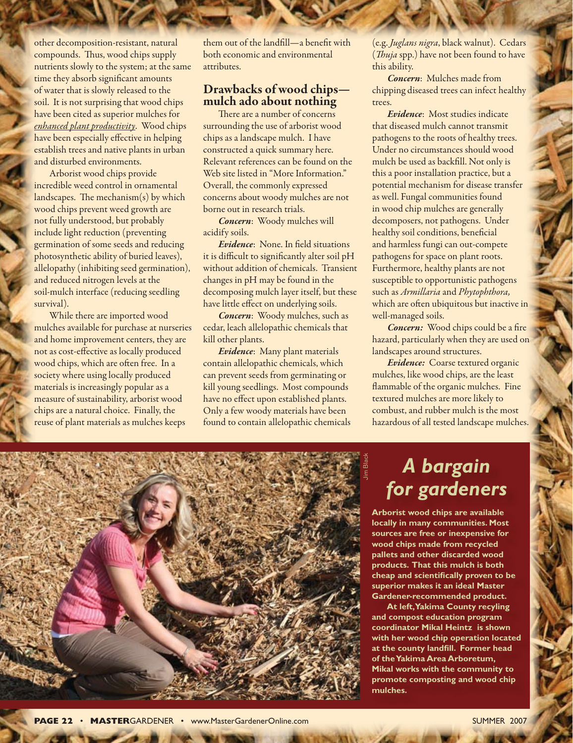other decomposition-resistant, natural compounds. Thus, wood chips supply nutrients slowly to the system; at the same time they absorb significant amounts of water that is slowly released to the soil. It is not surprising that wood chips have been cited as superior mulches for *enhanced plant productivity*. Wood chips have been especially effective in helping establish trees and native plants in urban and disturbed environments.

Arborist wood chips provide incredible weed control in ornamental landscapes. The mechanism(s) by which wood chips prevent weed growth are not fully understood, but probably include light reduction (preventing germination of some seeds and reducing photosynthetic ability of buried leaves), allelopathy (inhibiting seed germination), and reduced nitrogen levels at the soil-mulch interface (reducing seedling survival).

While there are imported wood mulches available for purchase at nurseries and home improvement centers, they are not as cost-effective as locally produced wood chips, which are often free. In a society where using locally produced materials is increasingly popular as a measure of sustainability, arborist wood chips are a natural choice. Finally, the reuse of plant materials as mulches keeps them out of the landfill—a benefit with both economic and environmental attributes.

## Drawbacks of wood chips—mulch ado about nothing

There are a number of concerns surrounding the use of arborist wood chips as a landscape mulch. I have constructed a quick summary here. Relevant references can be found on the Web site listed in "More Information." Overall, the commonly expressed concerns about woody mulches are not borne out in research trials.

***Concern***: Woody mulches will acidify soils.

***Evidence***: None. In field situations it is difficult to significantly alter soil pH without addition of chemicals. Transient changes in pH may be found in the decomposing mulch layer itself, but these have little effect on underlying soils.

***Concern***: Woody mulches, such as cedar, leach allelopathic chemicals that kill other plants.

***Evidence***: Many plant materials contain allelopathic chemicals, which can prevent seeds from germinating or kill young seedlings. Most compounds have no effect upon established plants. Only a few woody materials have been found to contain allelopathic chemicals (e.g. *Juglans nigra*, black walnut). Cedars (*Thuja* spp.) have not been found to have this ability.

***Concern***: Mulches made from chipping diseased trees can infect healthy trees.

***Evidence***: Most studies indicate that diseased mulch cannot transmit pathogens to the roots of healthy trees. Under no circumstances should wood mulch be used as backfill. Not only is this a poor installation practice, but a potential mechanism for disease transfer as well. Fungal communities found in wood chip mulches are generally decomposers, not pathogens. Under healthy soil conditions, beneficial and harmless fungi can out-compete pathogens for space on plant roots. Furthermore, healthy plants are not susceptible to opportunistic pathogens such as *Armillaria* and *Phytophthora,* which are often ubiquitous but inactive in well-managed soils.

***Concern:*** Wood chips could be a fire hazard, particularly when they are used on landscapes around structures.

***Evidence:*** Coarse textured organic mulches, like wood chips, are the least flammable of the organic mulches. Fine textured mulches are more likely to combust, and rubber mulch is the most hazardous of all tested landscape mulches.

Jim Black

## *A bargain for gardeners*

**Arborist wood chips are available locally in many communities. Most sources are free or inexpensive for wood chips made from recycled pallets and other discarded wood products. That this mulch is both cheap and scientifically proven to be superior makes it an ideal Master Gardener-recommended product.**

**At left, Yakima County recyling and compost education program coordinator Mikal Heintz is shown with her wood chip operation located at the county landfill. Former head of the Yakima Area Arboretum, Mikal works with the community to promote composting and wood chip mulches.**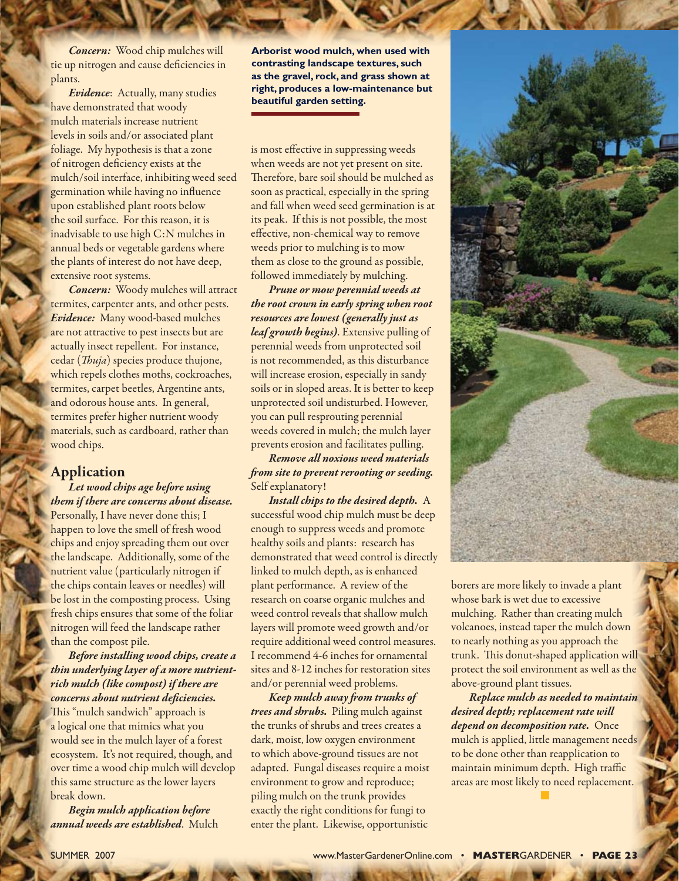*Concern:* Wood chip mulches will tie up nitrogen and cause deficiencies in plants.

*Evidence*: Actually, many studies have demonstrated that woody mulch materials increase nutrient levels in soils and/or associated plant foliage. My hypothesis is that a zone of nitrogen deficiency exists at the mulch/soil interface, inhibiting weed seed germination while having no influence upon established plant roots below the soil surface. For this reason, it is inadvisable to use high C:N mulches in annual beds or vegetable gardens where the plants of interest do not have deep, extensive root systems.

*Concern:* Woody mulches will attract termites, carpenter ants, and other pests. *Evidence:* Many wood-based mulches are not attractive to pest insects but are actually insect repellent. For instance, cedar (*Thuja*) species produce thujone, which repels clothes moths, cockroaches, termites, carpet beetles, Argentine ants, and odorous house ants. In general, termites prefer higher nutrient woody materials, such as cardboard, rather than wood chips.

## Application

***Let wood chips age before using them if there are concerns about disease.*** Personally, I have never done this; I happen to love the smell of fresh wood chips and enjoy spreading them out over the landscape. Additionally, some of the nutrient value (particularly nitrogen if the chips contain leaves or needles) will be lost in the composting process. Using fresh chips ensures that some of the foliar nitrogen will feed the landscape rather than the compost pile.

***Before installing wood chips, create a thin underlying layer of a more nutrient-rich mulch (like compost) if there are concerns about nutrient deficiencies.*** This "mulch sandwich" approach is a logical one that mimics what you would see in the mulch layer of a forest ecosystem. It's not required, though, and over time a wood chip mulch will develop this same structure as the lower layers break down.

***Begin mulch application before annual weeds are established.*** Mulch is most effective in suppressing weeds when weeds are not yet present on site. Therefore, bare soil should be mulched as soon as practical, especially in the spring and fall when weed seed germination is at its peak. If this is not possible, the most effective, non-chemical way to remove weeds prior to mulching is to mow them as close to the ground as possible, followed immediately by mulching.

***Prune or mow perennial weeds at the root crown in early spring when root resources are lowest (generally just as leaf growth begins).*** Extensive pulling of perennial weeds from unprotected soil is not recommended, as this disturbance will increase erosion, especially in sandy soils or in sloped areas. It is better to keep unprotected soil undisturbed. However, you can pull resprouting perennial weeds covered in mulch; the mulch layer prevents erosion and facilitates pulling.

***Remove all noxious weed materials from site to prevent rerooting or seeding.*** Self explanatory!

***Install chips to the desired depth.*** A successful wood chip mulch must be deep enough to suppress weeds and promote healthy soils and plants: research has demonstrated that weed control is directly linked to mulch depth, as is enhanced plant performance. A review of the research on coarse organic mulches and weed control reveals that shallow mulch layers will promote weed growth and/or require additional weed control measures. I recommend 4-6 inches for ornamental sites and 8-12 inches for restoration sites and/or perennial weed problems.

***Keep mulch away from trunks of trees and shrubs.*** Piling mulch against the trunks of shrubs and trees creates a dark, moist, low oxygen environment to which above-ground tissues are not adapted. Fungal diseases require a moist environment to grow and reproduce; piling mulch on the trunk provides exactly the right conditions for fungi to enter the plant. Likewise, opportunistic borers are more likely to invade a plant whose bark is wet due to excessive mulching. Rather than creating mulch volcanoes, instead taper the mulch down to nearly nothing as you approach the trunk. This donut-shaped application will protect the soil environment as well as the above-ground plant tissues.

***Replace mulch as needed to maintain desired depth; replacement rate will depend on decomposition rate.*** Once mulch is applied, little management needs to be done other than reapplication to maintain minimum depth. High traffic areas are most likely to need replacement.

**Arborist wood mulch, when used with contrasting landscape textures, such as the gravel, rock, and grass shown at right, produces a low-maintenance but beautiful garden setting.**